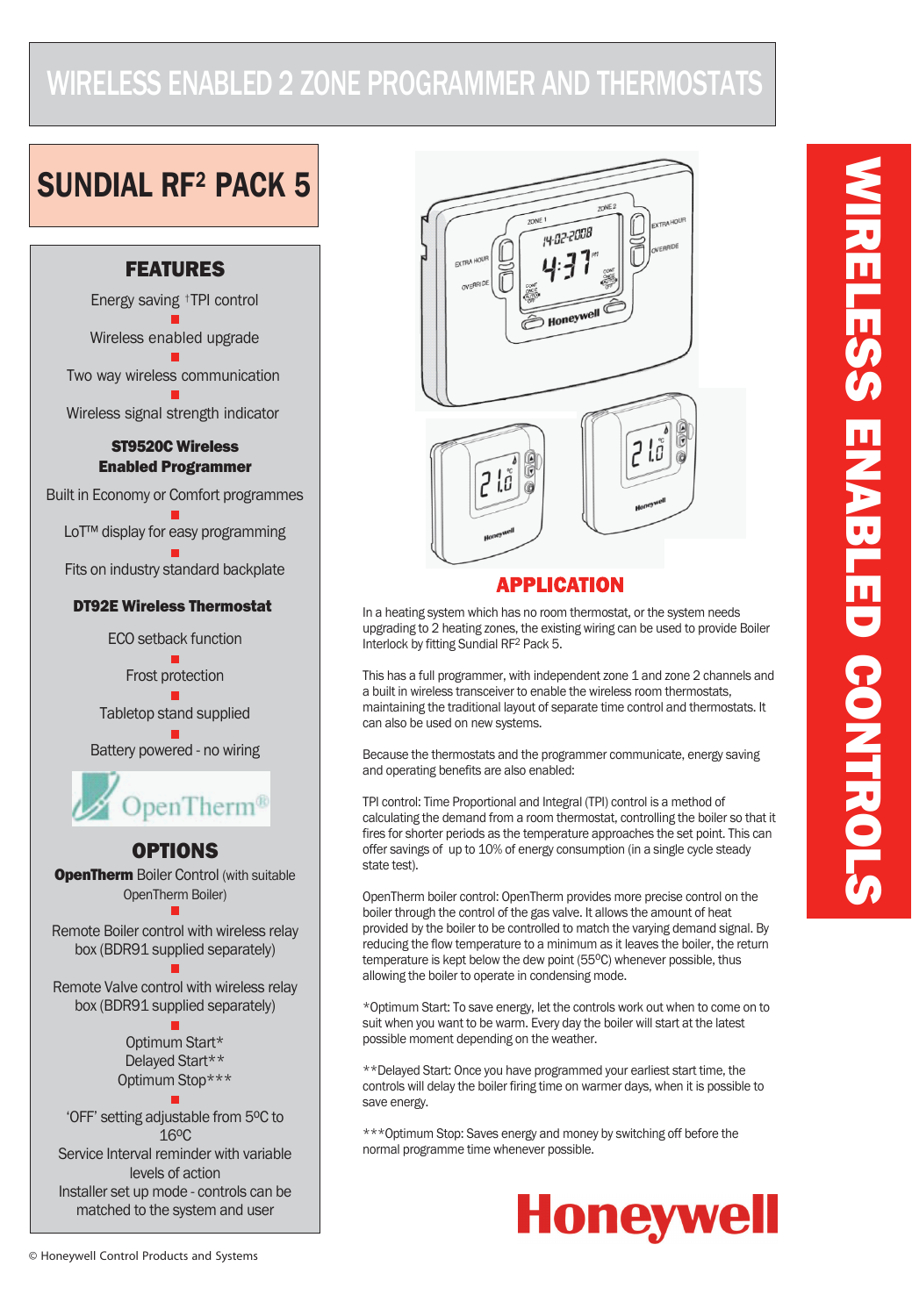# WIRELESS ENABLED 2 ZONE PROGRAMMER AND THERMOSTATS

## SUNDIAL RF² PACK 5

### FEATURES

Energy saving †TPI control

Wireless enabled upgrade

Two way wireless communication

Wireless signal strength indicator

**ST9520C Wireless Enabled Programmer**

Built in Economy or Comfort programmes

LoT™ display for easy programming

Fits on industry standard backplate

**DT92E Wireless Thermostat**

ECO setback function

Frost protection

Tabletop stand supplied

Battery powered - no wiring

OpenTherm®

### OPTIONS

**OpenTherm** Boiler Control (with suitable OpenTherm Boiler)

Remote Boiler control with wireless relay box (BDR91 supplied separately)

Remote Valve control with wireless relay box (BDR91 supplied separately)

Optimum Start*
Delayed Start**
Optimum Stop***

'OFF' setting adjustable from 5ºC to 16ºC
Service Interval reminder with variable levels of action
Installer set up mode - controls can be matched to the system and user

## APPLICATION

In a heating system which has no room thermostat, or the system needs upgrading to 2 heating zones, the existing wiring can be used to provide Boiler Interlock by fitting Sundial RF² Pack 5.

This has a full programmer, with independent zone 1 and zone 2 channels and a built in wireless transceiver to enable the wireless room thermostats, maintaining the traditional layout of separate time control and thermostats. It can also be used on new systems.

Because the thermostats and the programmer communicate, energy saving and operating benefits are also enabled:

TPI control: Time Proportional and Integral (TPI) control is a method of calculating the demand from a room thermostat, controlling the boiler so that it fires for shorter periods as the temperature approaches the set point. This can offer savings of up to 10% of energy consumption (in a single cycle steady state test).

OpenTherm boiler control: OpenTherm provides more precise control on the boiler through the control of the gas valve. It allows the amount of heat provided by the boiler to be controlled to match the varying demand signal. By reducing the flow temperature to a minimum as it leaves the boiler, the return temperature is kept below the dew point (55ºC) whenever possible, thus allowing the boiler to operate in condensing mode.

*Optimum Start: To save energy, let the controls work out when to come on to suit when you want to be warm. Every day the boiler will start at the latest possible moment depending on the weather.

**Delayed Start: Once you have programmed your earliest start time, the controls will delay the boiler firing time on warmer days, when it is possible to save energy.

***Optimum Stop: Saves energy and money by switching off before the normal programme time whenever possible.

**WIRELESS ENABLED CONTROLS**

**Honeywell**

© Honeywell Control Products and Systems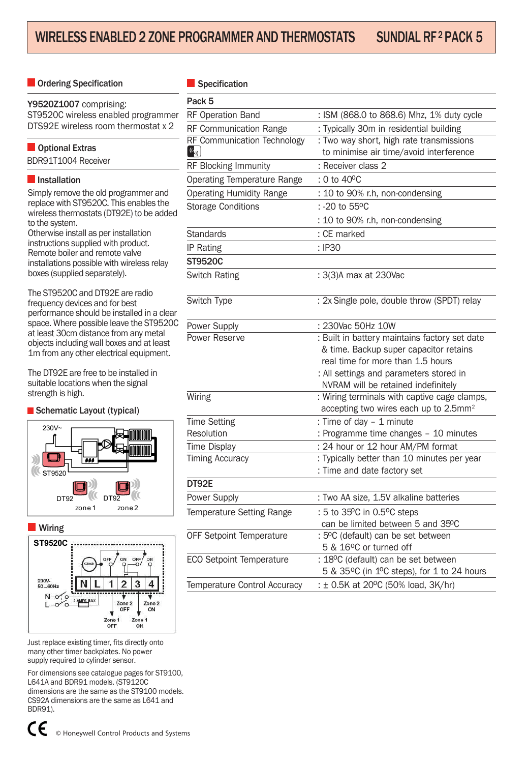# WIRELESS ENABLED 2 ZONE PROGRAMMER AND THERMOSTATS SUNDIAL RF² PACK 5

## Ordering Specification

**Y9520Z1007** comprising:
ST9520C wireless enabled programmer
DTS92E wireless room thermostat x 2

## Optional Extras

BDR91T1004 Receiver

## Installation

Simply remove the old programmer and replace with ST9520C. This enables the wireless thermostats (DT92E) to be added to the system.
Otherwise install as per installation instructions supplied with product.
Remote boiler and remote valve installations possible with wireless relay boxes (supplied separately).

The ST9520C and DT92E are radio frequency devices and for best performance should be installed in a clear space. Where possible leave the ST9520C at least 30cm distance from any metal objects including wall boxes and at least 1m from any other electrical equipment.

The DT92E are free to be installed in suitable locations when the signal strength is high.

## Schematic Layout (typical)

230V~
ST9520
DT92 zone 1
DT92 zone 2

## Wiring

ST9520C
230V-50...60Hz
N L 1 2 3 4
Clock
OFF ON OFF ON
3 AMPS MAX
Zone 2 OFF
Zone 2 ON
Zone 1 OFF
Zone 1 ON

Just replace existing timer, fits directly onto many other timer backplates. No power supply required to cylinder sensor.

For dimensions see catalogue pages for ST9100, L641A and BDR91 models. (ST9120C dimensions are the same as the ST9100 models. CS92A dimensions are the same as L641 and BDR91).

## Specification

| | |
|---|---|
| **Pack 5** | |
| RF Operation Band | : ISM (868.0 to 868.6) Mhz, 1% duty cycle |
| RF Communication Range | : Typically 30m in residential building |
| RF Communication Technology | : Two way short, high rate transmissions to minimise air time/avoid interference |
| RF Blocking Immunity | : Receiver class 2 |
| Operating Temperature Range | : 0 to 40ºC |
| Operating Humidity Range | : 10 to 90% r.h, non-condensing |
| Storage Conditions | : -20 to 55ºC<br>: 10 to 90% r.h, non-condensing |
| Standards | : CE marked |
| IP Rating | : IP30 |
| **ST9520C** | |
| Switch Rating | : 3(3)A max at 230Vac |
| Switch Type | : 2x Single pole, double throw (SPDT) relay |
| Power Supply | : 230Vac 50Hz 10W |
| Power Reserve | : Built in battery maintains factory set date & time. Backup super capacitor retains real time for more than 1.5 hours<br>: All settings and parameters stored in NVRAM will be retained indefinitely |
| Wiring | : Wiring terminals with captive cage clamps, accepting two wires each up to 2.5mm² |
| Time Setting Resolution | : Time of day – 1 minute<br>: Programme time changes – 10 minutes |
| Time Display | : 24 hour or 12 hour AM/PM format |
| Timing Accuracy | : Typically better than 10 minutes per year<br>: Time and date factory set |
| **DT92E** | |
| Power Supply | : Two AA size, 1.5V alkaline batteries |
| Temperature Setting Range | : 5 to 35ºC in 0.5ºC steps can be limited between 5 and 35ºC |
| OFF Setpoint Temperature | : 5ºC (default) can be set between 5 & 16ºC or turned off |
| ECO Setpoint Temperature | : 18ºC (default) can be set between 5 & 35ºC (in 1ºC steps), for 1 to 24 hours |
| Temperature Control Accuracy | : ± 0.5K at 20ºC (50% load, 3K/hr) |

© Honeywell Control Products and Systems